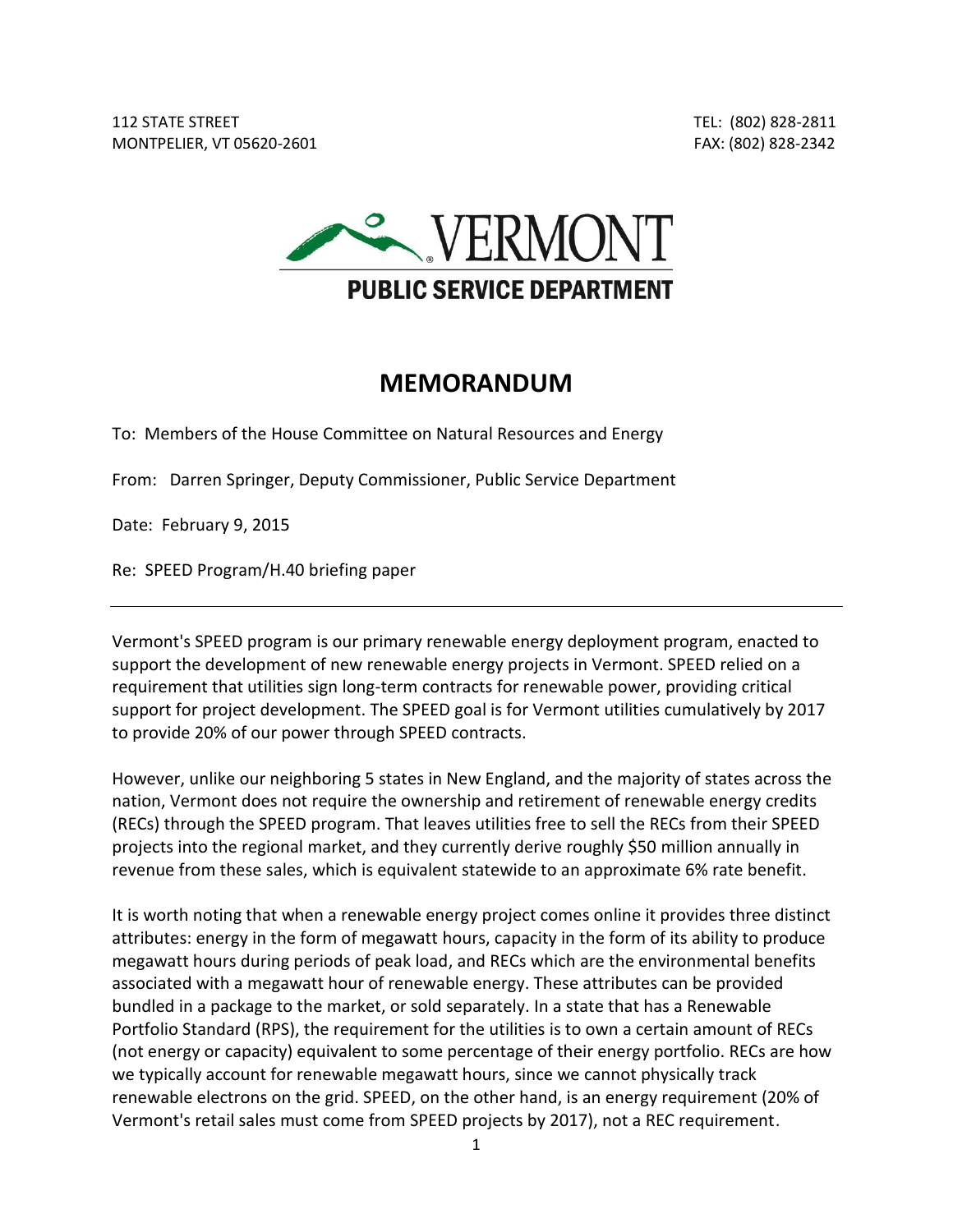112 STATE STREET
MONTPELIER, VT 05620-2601

TEL: (802) 828-2811
FAX: (802) 828-2342

VERMONT
PUBLIC SERVICE DEPARTMENT

# MEMORANDUM

To: Members of the House Committee on Natural Resources and Energy

From: Darren Springer, Deputy Commissioner, Public Service Department

Date: February 9, 2015

Re: SPEED Program/H.40 briefing paper

---

Vermont's SPEED program is our primary renewable energy deployment program, enacted to support the development of new renewable energy projects in Vermont. SPEED relied on a requirement that utilities sign long-term contracts for renewable power, providing critical support for project development. The SPEED goal is for Vermont utilities cumulatively by 2017 to provide 20% of our power through SPEED contracts.

However, unlike our neighboring 5 states in New England, and the majority of states across the nation, Vermont does not require the ownership and retirement of renewable energy credits (RECs) through the SPEED program. That leaves utilities free to sell the RECs from their SPEED projects into the regional market, and they currently derive roughly $50 million annually in revenue from these sales, which is equivalent statewide to an approximate 6% rate benefit.

It is worth noting that when a renewable energy project comes online it provides three distinct attributes: energy in the form of megawatt hours, capacity in the form of its ability to produce megawatt hours during periods of peak load, and RECs which are the environmental benefits associated with a megawatt hour of renewable energy. These attributes can be provided bundled in a package to the market, or sold separately. In a state that has a Renewable Portfolio Standard (RPS), the requirement for the utilities is to own a certain amount of RECs (not energy or capacity) equivalent to some percentage of their energy portfolio. RECs are how we typically account for renewable megawatt hours, since we cannot physically track renewable electrons on the grid. SPEED, on the other hand, is an energy requirement (20% of Vermont's retail sales must come from SPEED projects by 2017), not a REC requirement.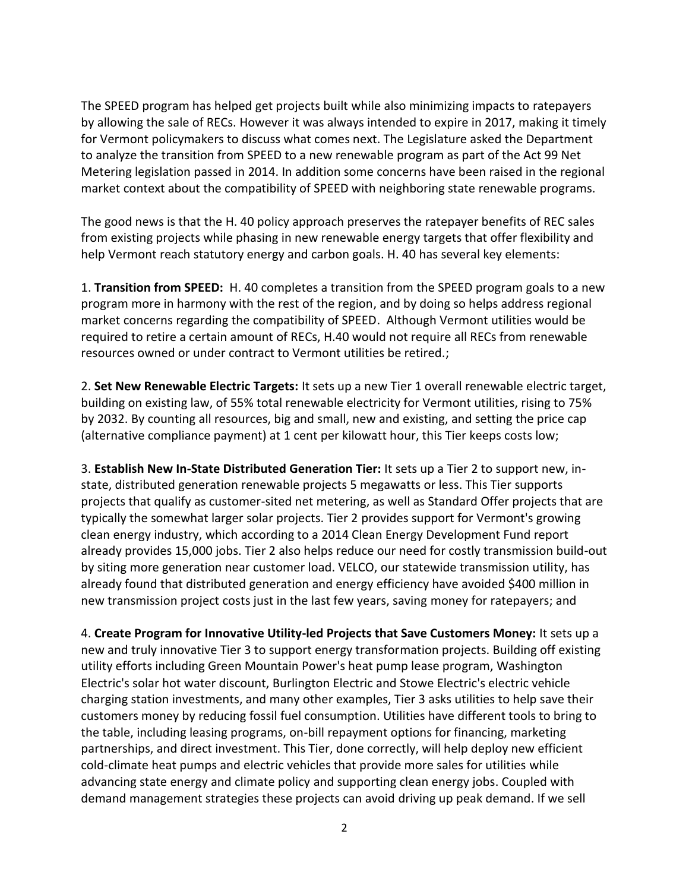The SPEED program has helped get projects built while also minimizing impacts to ratepayers by allowing the sale of RECs. However it was always intended to expire in 2017, making it timely for Vermont policymakers to discuss what comes next. The Legislature asked the Department to analyze the transition from SPEED to a new renewable program as part of the Act 99 Net Metering legislation passed in 2014. In addition some concerns have been raised in the regional market context about the compatibility of SPEED with neighboring state renewable programs.

The good news is that the H. 40 policy approach preserves the ratepayer benefits of REC sales from existing projects while phasing in new renewable energy targets that offer flexibility and help Vermont reach statutory energy and carbon goals. H. 40 has several key elements:

1. **Transition from SPEED:** H. 40 completes a transition from the SPEED program goals to a new program more in harmony with the rest of the region, and by doing so helps address regional market concerns regarding the compatibility of SPEED. Although Vermont utilities would be required to retire a certain amount of RECs, H.40 would not require all RECs from renewable resources owned or under contract to Vermont utilities be retired.;

2. **Set New Renewable Electric Targets:** It sets up a new Tier 1 overall renewable electric target, building on existing law, of 55% total renewable electricity for Vermont utilities, rising to 75% by 2032. By counting all resources, big and small, new and existing, and setting the price cap (alternative compliance payment) at 1 cent per kilowatt hour, this Tier keeps costs low;

3. **Establish New In-State Distributed Generation Tier:** It sets up a Tier 2 to support new, in-state, distributed generation renewable projects 5 megawatts or less. This Tier supports projects that qualify as customer-sited net metering, as well as Standard Offer projects that are typically the somewhat larger solar projects. Tier 2 provides support for Vermont's growing clean energy industry, which according to a 2014 Clean Energy Development Fund report already provides 15,000 jobs. Tier 2 also helps reduce our need for costly transmission build-out by siting more generation near customer load. VELCO, our statewide transmission utility, has already found that distributed generation and energy efficiency have avoided $400 million in new transmission project costs just in the last few years, saving money for ratepayers; and

4. **Create Program for Innovative Utility-led Projects that Save Customers Money:** It sets up a new and truly innovative Tier 3 to support energy transformation projects. Building off existing utility efforts including Green Mountain Power's heat pump lease program, Washington Electric's solar hot water discount, Burlington Electric and Stowe Electric's electric vehicle charging station investments, and many other examples, Tier 3 asks utilities to help save their customers money by reducing fossil fuel consumption. Utilities have different tools to bring to the table, including leasing programs, on-bill repayment options for financing, marketing partnerships, and direct investment. This Tier, done correctly, will help deploy new efficient cold-climate heat pumps and electric vehicles that provide more sales for utilities while advancing state energy and climate policy and supporting clean energy jobs. Coupled with demand management strategies these projects can avoid driving up peak demand. If we sell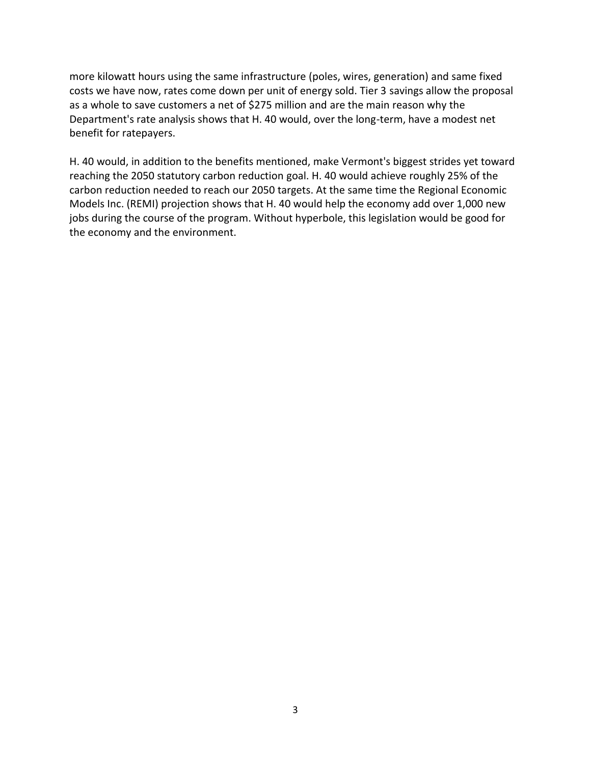more kilowatt hours using the same infrastructure (poles, wires, generation) and same fixed costs we have now, rates come down per unit of energy sold. Tier 3 savings allow the proposal as a whole to save customers a net of $275 million and are the main reason why the Department's rate analysis shows that H. 40 would, over the long-term, have a modest net benefit for ratepayers.

H. 40 would, in addition to the benefits mentioned, make Vermont's biggest strides yet toward reaching the 2050 statutory carbon reduction goal. H. 40 would achieve roughly 25% of the carbon reduction needed to reach our 2050 targets. At the same time the Regional Economic Models Inc. (REMI) projection shows that H. 40 would help the economy add over 1,000 new jobs during the course of the program. Without hyperbole, this legislation would be good for the economy and the environment.